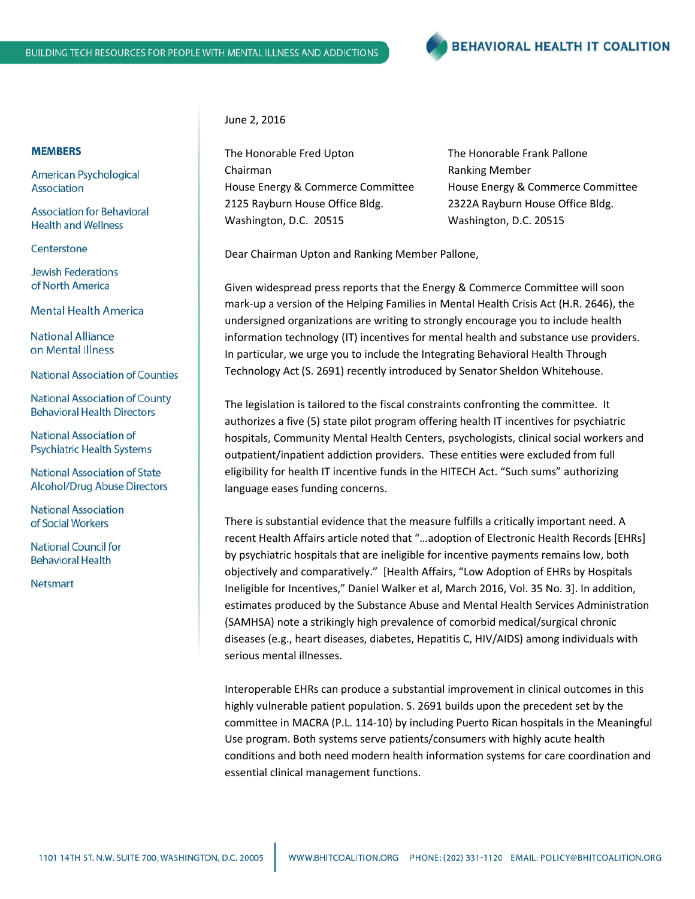BUILDING TECH RESOURCES FOR PEOPLE WITH MENTAL ILLNESS AND ADDICTIONS

**BEHAVIORAL HEALTH IT COALITION**

**MEMBERS**

- American Psychological Association
- Association for Behavioral Health and Wellness
- Centerstone
- Jewish Federations of North America
- Mental Health America
- National Alliance on Mental Illness
- National Association of Counties
- National Association of County Behavioral Health Directors
- National Association of Psychiatric Health Systems
- National Association of State Alcohol/Drug Abuse Directors
- National Association of Social Workers
- National Council for Behavioral Health
- Netsmart

June 2, 2016

The Honorable Fred Upton
Chairman
House Energy & Commerce Committee
2125 Rayburn House Office Bldg.
Washington, D.C. 20515

The Honorable Frank Pallone
Ranking Member
House Energy & Commerce Committee
2322A Rayburn House Office Bldg.
Washington, D.C. 20515

Dear Chairman Upton and Ranking Member Pallone,

Given widespread press reports that the Energy & Commerce Committee will soon mark-up a version of the Helping Families in Mental Health Crisis Act (H.R. 2646), the undersigned organizations are writing to strongly encourage you to include health information technology (IT) incentives for mental health and substance use providers. In particular, we urge you to include the Integrating Behavioral Health Through Technology Act (S. 2691) recently introduced by Senator Sheldon Whitehouse.

The legislation is tailored to the fiscal constraints confronting the committee. It authorizes a five (5) state pilot program offering health IT incentives for psychiatric hospitals, Community Mental Health Centers, psychologists, clinical social workers and outpatient/inpatient addiction providers. These entities were excluded from full eligibility for health IT incentive funds in the HITECH Act. "Such sums" authorizing language eases funding concerns.

There is substantial evidence that the measure fulfills a critically important need. A recent Health Affairs article noted that "…adoption of Electronic Health Records [EHRs] by psychiatric hospitals that are ineligible for incentive payments remains low, both objectively and comparatively." [Health Affairs, "Low Adoption of EHRs by Hospitals Ineligible for Incentives," Daniel Walker et al, March 2016, Vol. 35 No. 3]. In addition, estimates produced by the Substance Abuse and Mental Health Services Administration (SAMHSA) note a strikingly high prevalence of comorbid medical/surgical chronic diseases (e.g., heart diseases, diabetes, Hepatitis C, HIV/AIDS) among individuals with serious mental illnesses.

Interoperable EHRs can produce a substantial improvement in clinical outcomes in this highly vulnerable patient population. S. 2691 builds upon the precedent set by the committee in MACRA (P.L. 114-10) by including Puerto Rican hospitals in the Meaningful Use program. Both systems serve patients/consumers with highly acute health conditions and both need modern health information systems for care coordination and essential clinical management functions.

1101 14TH ST. N.W. SUITE 700, WASHINGTON, D.C. 20005 | WWW.BHITCOALITION.ORG PHONE: (202) 331-1120 EMAIL: POLICY@BHITCOALITION.ORG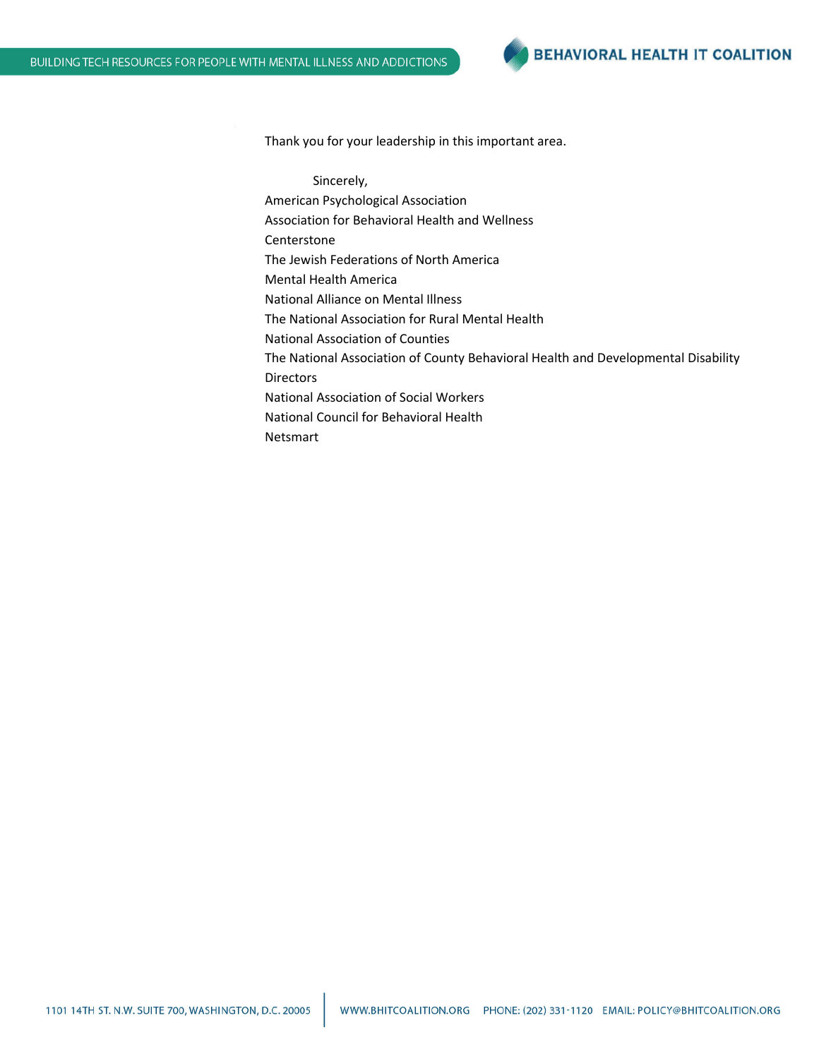Thank you for your leadership in this important area.

Sincerely,

American Psychological Association
Association for Behavioral Health and Wellness
Centerstone
The Jewish Federations of North America
Mental Health America
National Alliance on Mental Illness
The National Association for Rural Mental Health
National Association of Counties
The National Association of County Behavioral Health and Developmental Disability Directors
National Association of Social Workers
National Council for Behavioral Health
Netsmart